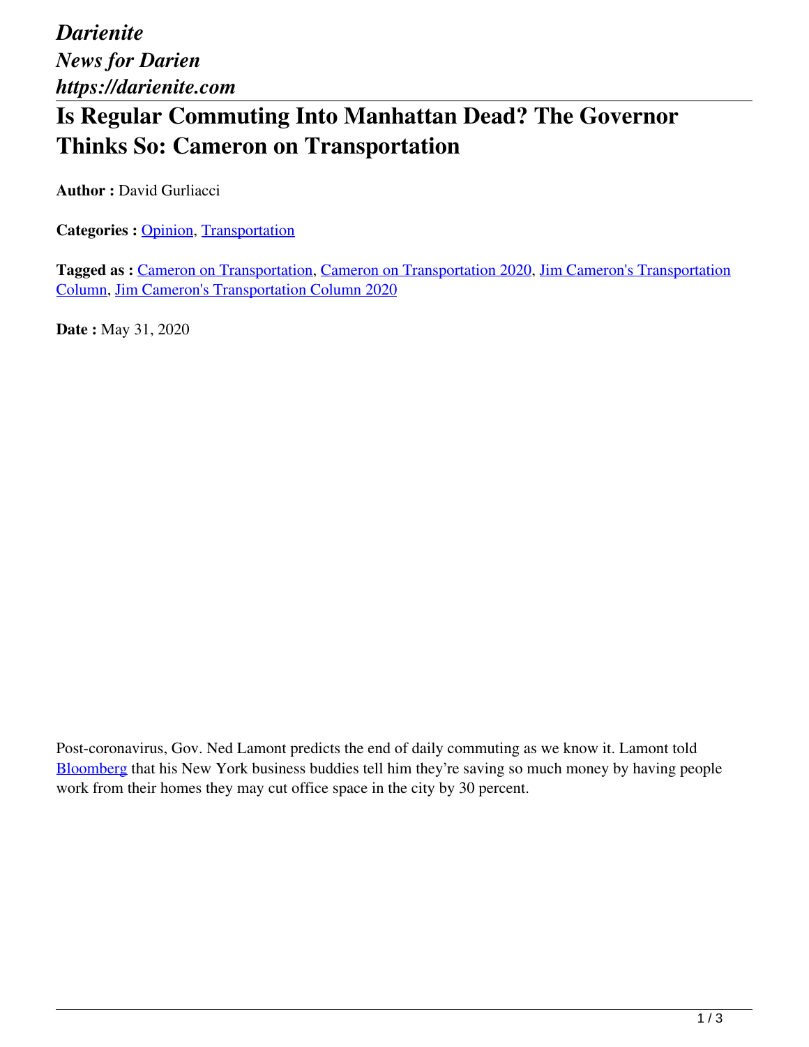*Darienite*
*News for Darien*
*https://darienite.com*

# Is Regular Commuting Into Manhattan Dead? The Governor Thinks So: Cameron on Transportation

**Author :** David Gurliacci

**Categories :** Opinion, Transportation

**Tagged as :** Cameron on Transportation, Cameron on Transportation 2020, Jim Cameron's Transportation Column, Jim Cameron's Transportation Column 2020

**Date :** May 31, 2020

Post-coronavirus, Gov. Ned Lamont predicts the end of daily commuting as we know it. Lamont told Bloomberg that his New York business buddies tell him they're saving so much money by having people work from their homes they may cut office space in the city by 30 percent.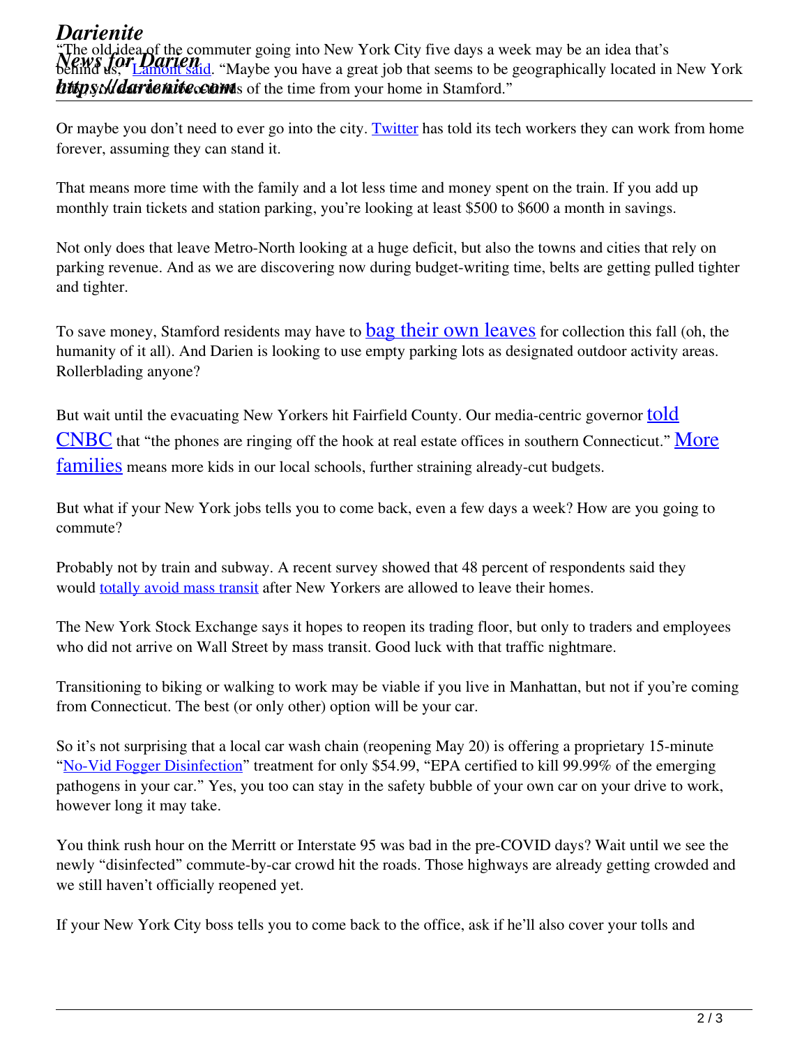“The old idea of the commuter going into New York City five days a week may be an idea that’s behind us,” Lamont said. “Maybe you have a great job that seems to be geographically located in New York but you can do it 80 percents of the time from your home in Stamford.”

Or maybe you don’t need to ever go into the city. Twitter has told its tech workers they can work from home forever, assuming they can stand it.

That means more time with the family and a lot less time and money spent on the train. If you add up monthly train tickets and station parking, you’re looking at least $500 to $600 a month in savings.

Not only does that leave Metro-North looking at a huge deficit, but also the towns and cities that rely on parking revenue. And as we are discovering now during budget-writing time, belts are getting pulled tighter and tighter.

To save money, Stamford residents may have to bag their own leaves for collection this fall (oh, the humanity of it all). And Darien is looking to use empty parking lots as designated outdoor activity areas. Rollerblading anyone?

But wait until the evacuating New Yorkers hit Fairfield County. Our media-centric governor told CNBC that “the phones are ringing off the hook at real estate offices in southern Connecticut.” More families means more kids in our local schools, further straining already-cut budgets.

But what if your New York jobs tells you to come back, even a few days a week? How are you going to commute?

Probably not by train and subway. A recent survey showed that 48 percent of respondents said they would totally avoid mass transit after New Yorkers are allowed to leave their homes.

The New York Stock Exchange says it hopes to reopen its trading floor, but only to traders and employees who did not arrive on Wall Street by mass transit. Good luck with that traffic nightmare.

Transitioning to biking or walking to work may be viable if you live in Manhattan, but not if you’re coming from Connecticut. The best (or only other) option will be your car.

So it’s not surprising that a local car wash chain (reopening May 20) is offering a proprietary 15-minute “No-Vid Fogger Disinfection” treatment for only $54.99, “EPA certified to kill 99.99% of the emerging pathogens in your car.” Yes, you too can stay in the safety bubble of your own car on your drive to work, however long it may take.

You think rush hour on the Merritt or Interstate 95 was bad in the pre-COVID days? Wait until we see the newly “disinfected” commute-by-car crowd hit the roads. Those highways are already getting crowded and we still haven’t officially reopened yet.

If your New York City boss tells you to come back to the office, ask if he’ll also cover your tolls and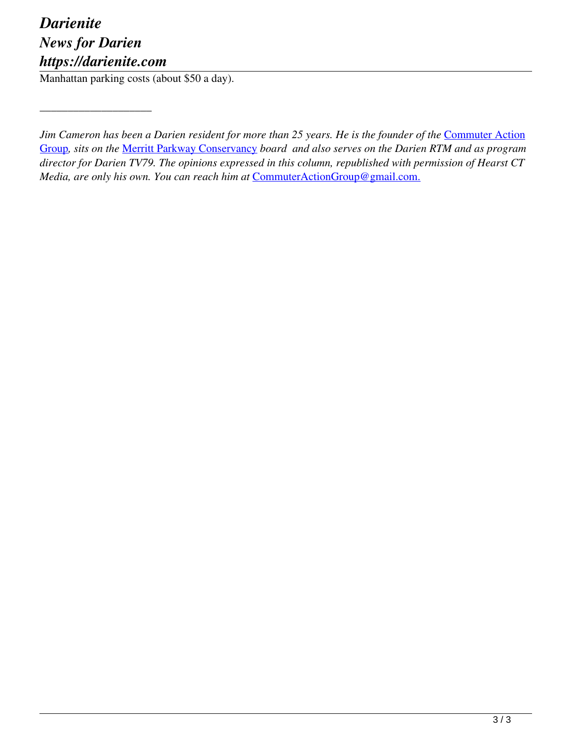Manhattan parking costs (about $50 a day).

____________________

*Jim Cameron has been a Darien resident for more than 25 years. He is the founder of the* [Commuter Action Group](), *sits on the* [Merritt Parkway Conservancy]() *board and also serves on the Darien RTM and as program director for Darien TV79. The opinions expressed in this column, republished with permission of Hearst CT Media, are only his own. You can reach him at* [CommuterActionGroup@gmail.com.]()